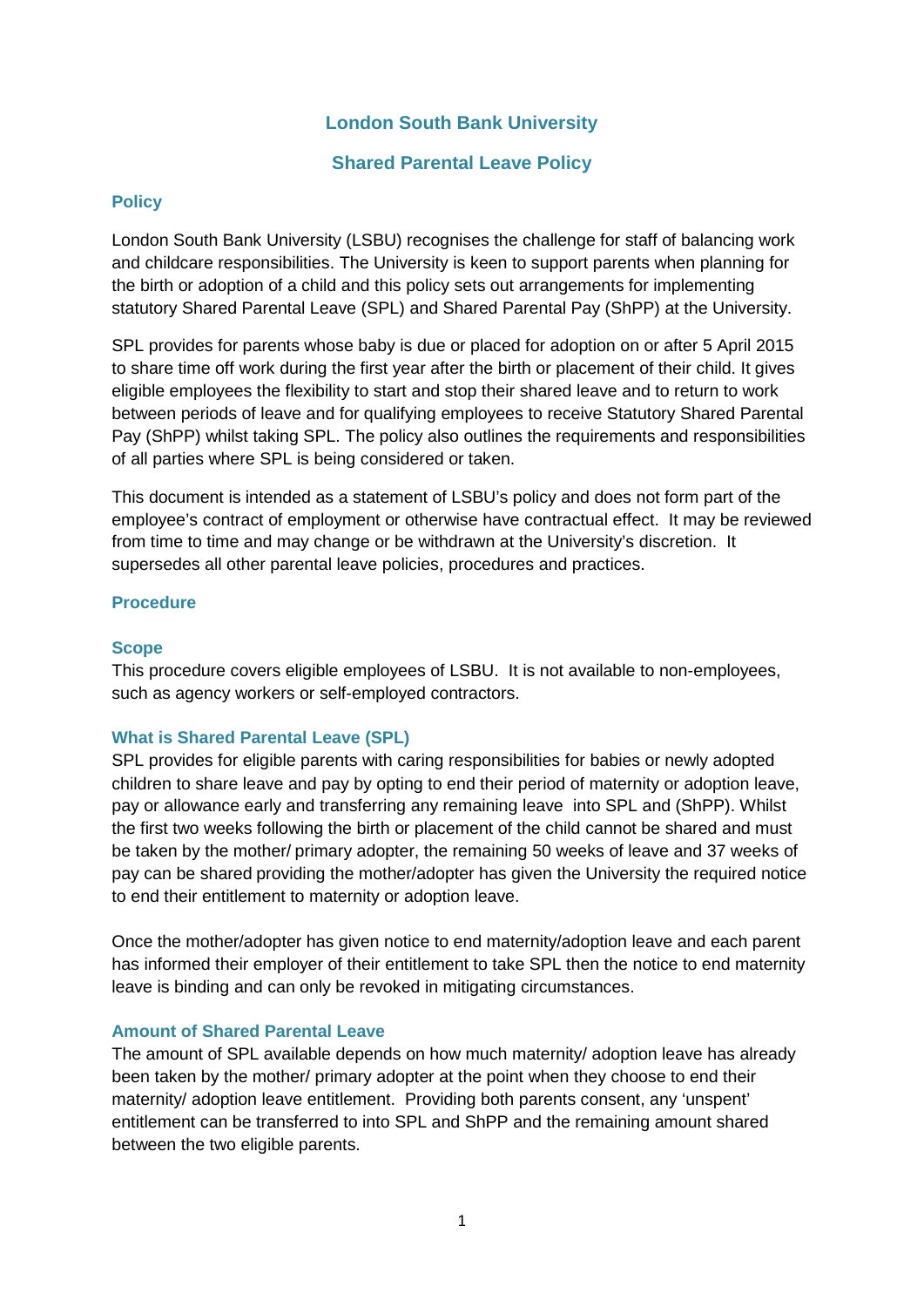# London South Bank University

## Shared Parental Leave Policy

### Policy

London South Bank University (LSBU) recognises the challenge for staff of balancing work and childcare responsibilities. The University is keen to support parents when planning for the birth or adoption of a child and this policy sets out arrangements for implementing statutory Shared Parental Leave (SPL) and Shared Parental Pay (ShPP) at the University.

SPL provides for parents whose baby is due or placed for adoption on or after 5 April 2015 to share time off work during the first year after the birth or placement of their child. It gives eligible employees the flexibility to start and stop their shared leave and to return to work between periods of leave and for qualifying employees to receive Statutory Shared Parental Pay (ShPP) whilst taking SPL. The policy also outlines the requirements and responsibilities of all parties where SPL is being considered or taken.

This document is intended as a statement of LSBU's policy and does not form part of the employee's contract of employment or otherwise have contractual effect. It may be reviewed from time to time and may change or be withdrawn at the University's discretion. It supersedes all other parental leave policies, procedures and practices.

### Procedure

### Scope

This procedure covers eligible employees of LSBU. It is not available to non-employees, such as agency workers or self-employed contractors.

### What is Shared Parental Leave (SPL)

SPL provides for eligible parents with caring responsibilities for babies or newly adopted children to share leave and pay by opting to end their period of maternity or adoption leave, pay or allowance early and transferring any remaining leave into SPL and (ShPP). Whilst the first two weeks following the birth or placement of the child cannot be shared and must be taken by the mother/ primary adopter, the remaining 50 weeks of leave and 37 weeks of pay can be shared providing the mother/adopter has given the University the required notice to end their entitlement to maternity or adoption leave.

Once the mother/adopter has given notice to end maternity/adoption leave and each parent has informed their employer of their entitlement to take SPL then the notice to end maternity leave is binding and can only be revoked in mitigating circumstances.

### Amount of Shared Parental Leave

The amount of SPL available depends on how much maternity/ adoption leave has already been taken by the mother/ primary adopter at the point when they choose to end their maternity/ adoption leave entitlement. Providing both parents consent, any 'unspent' entitlement can be transferred to into SPL and ShPP and the remaining amount shared between the two eligible parents.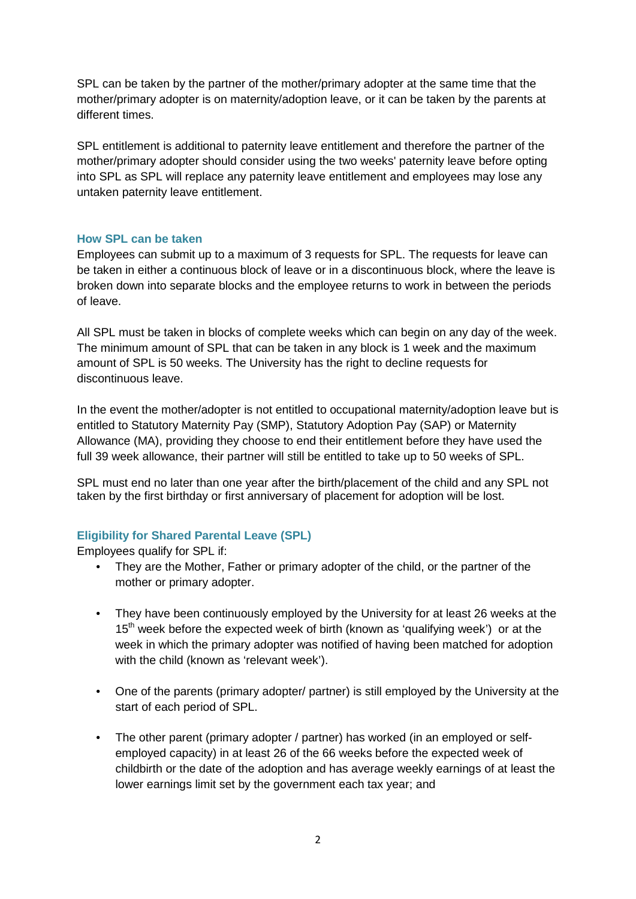SPL can be taken by the partner of the mother/primary adopter at the same time that the mother/primary adopter is on maternity/adoption leave, or it can be taken by the parents at different times.

SPL entitlement is additional to paternity leave entitlement and therefore the partner of the mother/primary adopter should consider using the two weeks' paternity leave before opting into SPL as SPL will replace any paternity leave entitlement and employees may lose any untaken paternity leave entitlement.

### How SPL can be taken

Employees can submit up to a maximum of 3 requests for SPL. The requests for leave can be taken in either a continuous block of leave or in a discontinuous block, where the leave is broken down into separate blocks and the employee returns to work in between the periods of leave.

All SPL must be taken in blocks of complete weeks which can begin on any day of the week. The minimum amount of SPL that can be taken in any block is 1 week and the maximum amount of SPL is 50 weeks. The University has the right to decline requests for discontinuous leave.

In the event the mother/adopter is not entitled to occupational maternity/adoption leave but is entitled to Statutory Maternity Pay (SMP), Statutory Adoption Pay (SAP) or Maternity Allowance (MA), providing they choose to end their entitlement before they have used the full 39 week allowance, their partner will still be entitled to take up to 50 weeks of SPL.

SPL must end no later than one year after the birth/placement of the child and any SPL not taken by the first birthday or first anniversary of placement for adoption will be lost.

### Eligibility for Shared Parental Leave (SPL)

Employees qualify for SPL if:

- They are the Mother, Father or primary adopter of the child, or the partner of the mother or primary adopter.
- They have been continuously employed by the University for at least 26 weeks at the 15th week before the expected week of birth (known as 'qualifying week') or at the week in which the primary adopter was notified of having been matched for adoption with the child (known as 'relevant week').
- One of the parents (primary adopter/ partner) is still employed by the University at the start of each period of SPL.
- The other parent (primary adopter / partner) has worked (in an employed or self-employed capacity) in at least 26 of the 66 weeks before the expected week of childbirth or the date of the adoption and has average weekly earnings of at least the lower earnings limit set by the government each tax year; and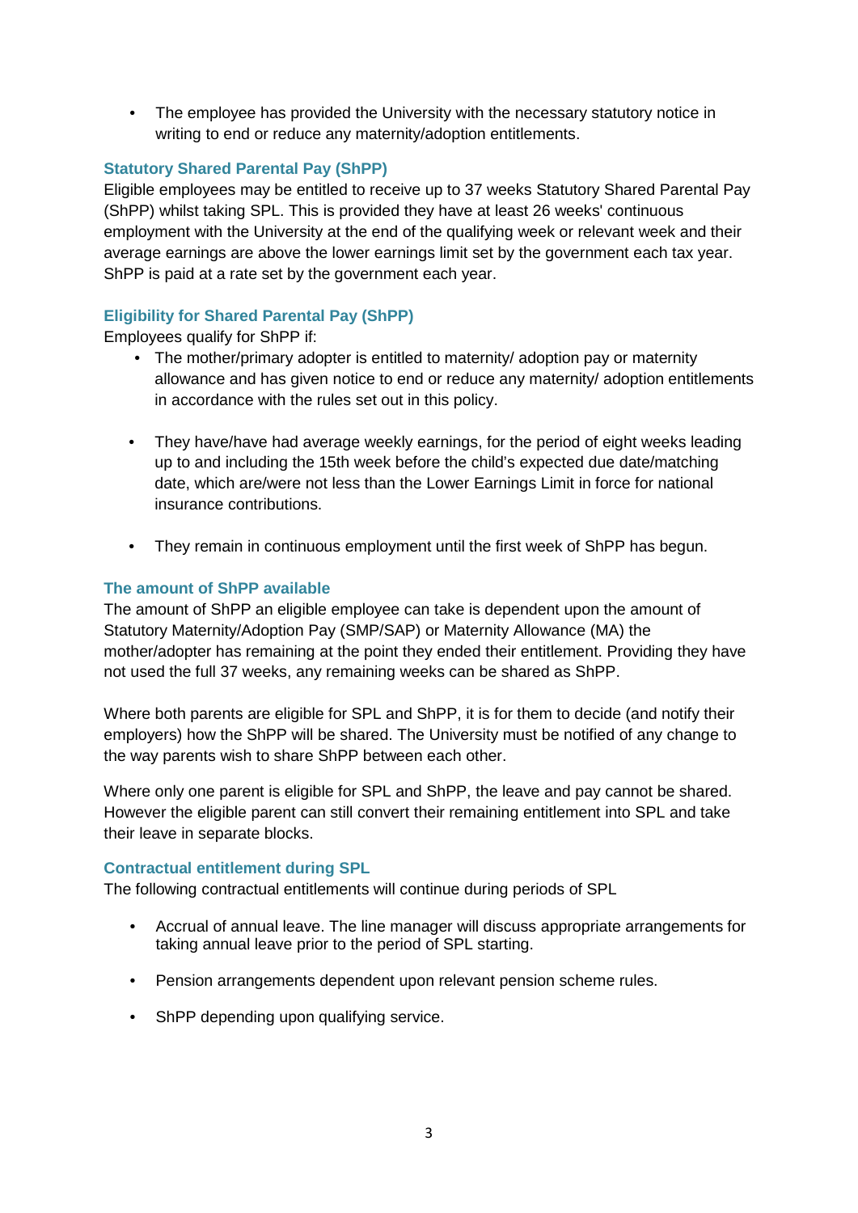- The employee has provided the University with the necessary statutory notice in writing to end or reduce any maternity/adoption entitlements.

### Statutory Shared Parental Pay (ShPP)

Eligible employees may be entitled to receive up to 37 weeks Statutory Shared Parental Pay (ShPP) whilst taking SPL. This is provided they have at least 26 weeks' continuous employment with the University at the end of the qualifying week or relevant week and their average earnings are above the lower earnings limit set by the government each tax year. ShPP is paid at a rate set by the government each year.

### Eligibility for Shared Parental Pay (ShPP)

Employees qualify for ShPP if:

- The mother/primary adopter is entitled to maternity/ adoption pay or maternity allowance and has given notice to end or reduce any maternity/ adoption entitlements in accordance with the rules set out in this policy.

- They have/have had average weekly earnings, for the period of eight weeks leading up to and including the 15th week before the child's expected due date/matching date, which are/were not less than the Lower Earnings Limit in force for national insurance contributions.

- They remain in continuous employment until the first week of ShPP has begun.

### The amount of ShPP available

The amount of ShPP an eligible employee can take is dependent upon the amount of Statutory Maternity/Adoption Pay (SMP/SAP) or Maternity Allowance (MA) the mother/adopter has remaining at the point they ended their entitlement. Providing they have not used the full 37 weeks, any remaining weeks can be shared as ShPP.

Where both parents are eligible for SPL and ShPP, it is for them to decide (and notify their employers) how the ShPP will be shared. The University must be notified of any change to the way parents wish to share ShPP between each other.

Where only one parent is eligible for SPL and ShPP, the leave and pay cannot be shared. However the eligible parent can still convert their remaining entitlement into SPL and take their leave in separate blocks.

### Contractual entitlement during SPL

The following contractual entitlements will continue during periods of SPL

- Accrual of annual leave. The line manager will discuss appropriate arrangements for taking annual leave prior to the period of SPL starting.

- Pension arrangements dependent upon relevant pension scheme rules.

- ShPP depending upon qualifying service.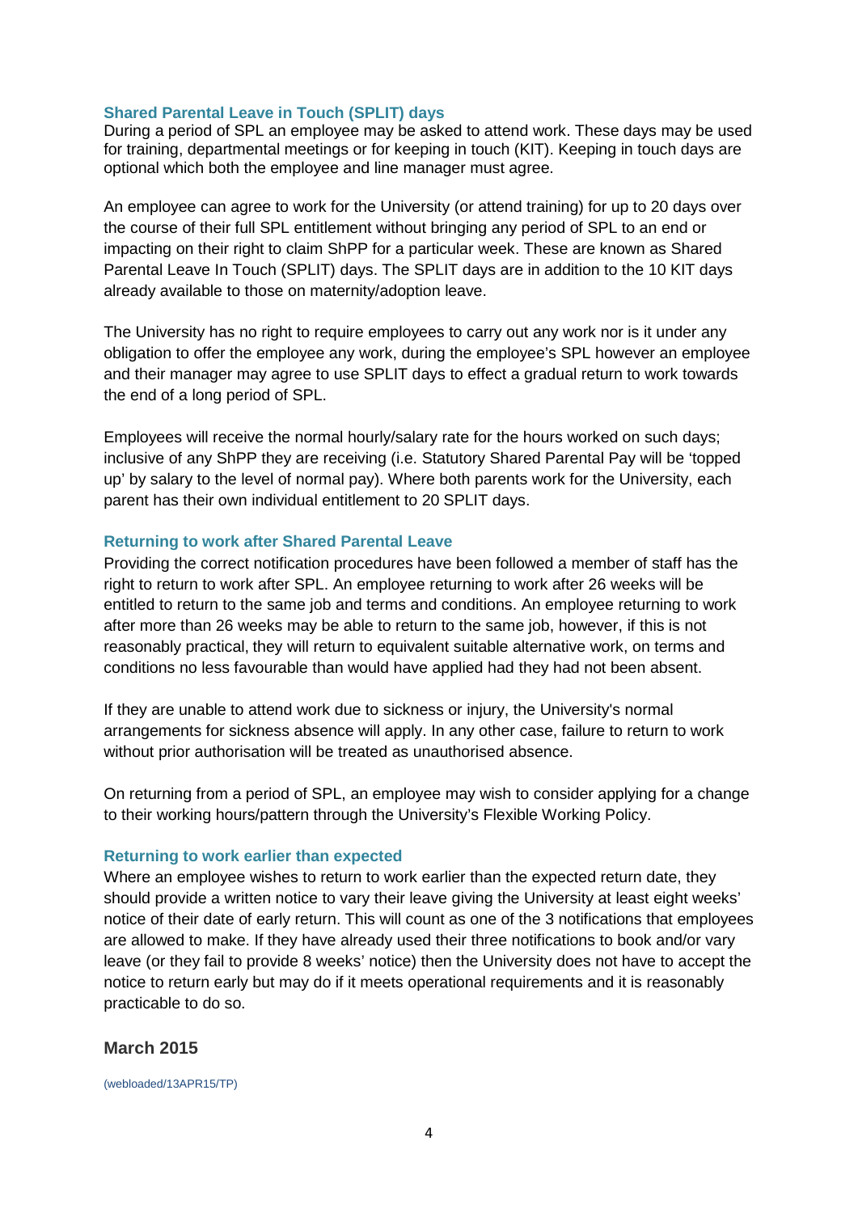### Shared Parental Leave in Touch (SPLIT) days

During a period of SPL an employee may be asked to attend work. These days may be used for training, departmental meetings or for keeping in touch (KIT). Keeping in touch days are optional which both the employee and line manager must agree.

An employee can agree to work for the University (or attend training) for up to 20 days over the course of their full SPL entitlement without bringing any period of SPL to an end or impacting on their right to claim ShPP for a particular week. These are known as Shared Parental Leave In Touch (SPLIT) days. The SPLIT days are in addition to the 10 KIT days already available to those on maternity/adoption leave.

The University has no right to require employees to carry out any work nor is it under any obligation to offer the employee any work, during the employee's SPL however an employee and their manager may agree to use SPLIT days to effect a gradual return to work towards the end of a long period of SPL.

Employees will receive the normal hourly/salary rate for the hours worked on such days; inclusive of any ShPP they are receiving (i.e. Statutory Shared Parental Pay will be 'topped up' by salary to the level of normal pay). Where both parents work for the University, each parent has their own individual entitlement to 20 SPLIT days.

### Returning to work after Shared Parental Leave

Providing the correct notification procedures have been followed a member of staff has the right to return to work after SPL. An employee returning to work after 26 weeks will be entitled to return to the same job and terms and conditions. An employee returning to work after more than 26 weeks may be able to return to the same job, however, if this is not reasonably practical, they will return to equivalent suitable alternative work, on terms and conditions no less favourable than would have applied had they had not been absent.

If they are unable to attend work due to sickness or injury, the University's normal arrangements for sickness absence will apply. In any other case, failure to return to work without prior authorisation will be treated as unauthorised absence.

On returning from a period of SPL, an employee may wish to consider applying for a change to their working hours/pattern through the University's Flexible Working Policy.

### Returning to work earlier than expected

Where an employee wishes to return to work earlier than the expected return date, they should provide a written notice to vary their leave giving the University at least eight weeks' notice of their date of early return. This will count as one of the 3 notifications that employees are allowed to make. If they have already used their three notifications to book and/or vary leave (or they fail to provide 8 weeks' notice) then the University does not have to accept the notice to return early but may do if it meets operational requirements and it is reasonably practicable to do so.

**March 2015**

(webloaded/13APR15/TP)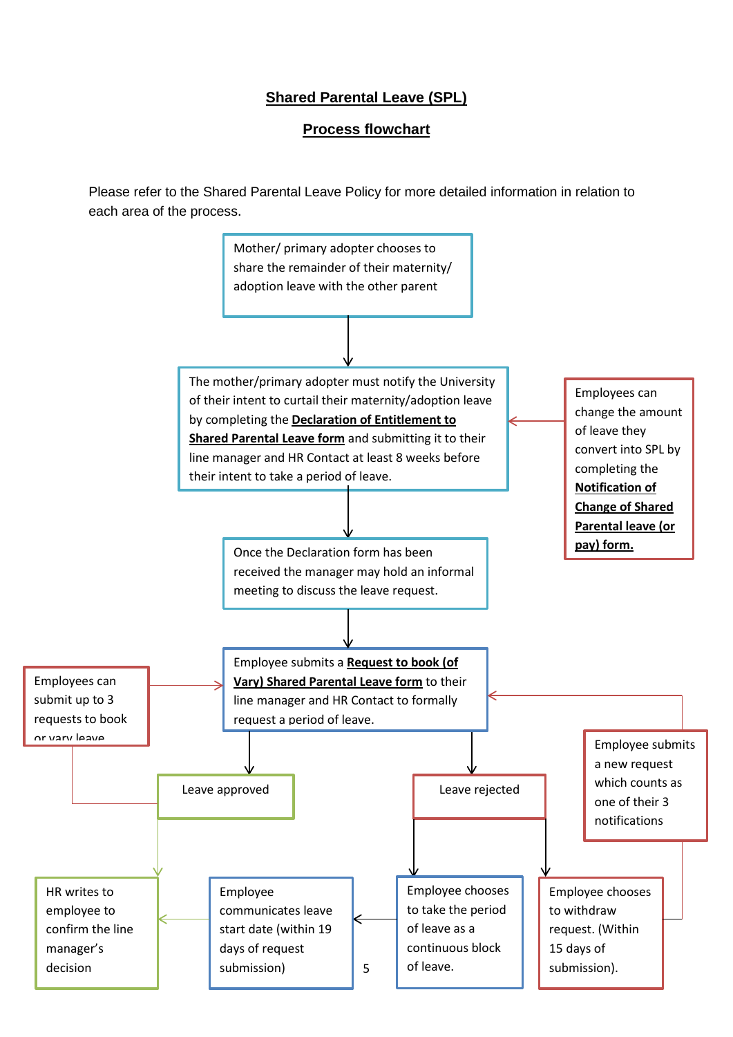**Shared Parental Leave (SPL)**

**Process flowchart**

Please refer to the Shared Parental Leave Policy for more detailed information in relation to each area of the process.

Mother/ primary adopter chooses to share the remainder of their maternity/ adoption leave with the other parent

The mother/primary adopter must notify the University of their intent to curtail their maternity/adoption leave by completing the **Declaration of Entitlement to Shared Parental Leave form** and submitting it to their line manager and HR Contact at least 8 weeks before their intent to take a period of leave.

Employees can change the amount of leave they convert into SPL by completing the **Notification of Change of Shared Parental leave (or pay) form.**

Once the Declaration form has been received the manager may hold an informal meeting to discuss the leave request.

Employee submits a **Request to book (of Vary) Shared Parental Leave form** to their line manager and HR Contact to formally request a period of leave.

Employees can submit up to 3 requests to book or vary leave

Leave approved

Leave rejected

Employee submits a new request which counts as one of their 3 notifications

HR writes to employee to confirm the line manager's decision

Employee communicates leave start date (within 19 days of request submission)

Employee chooses to take the period of leave as a continuous block of leave.

Employee chooses to withdraw request. (Within 15 days of submission).